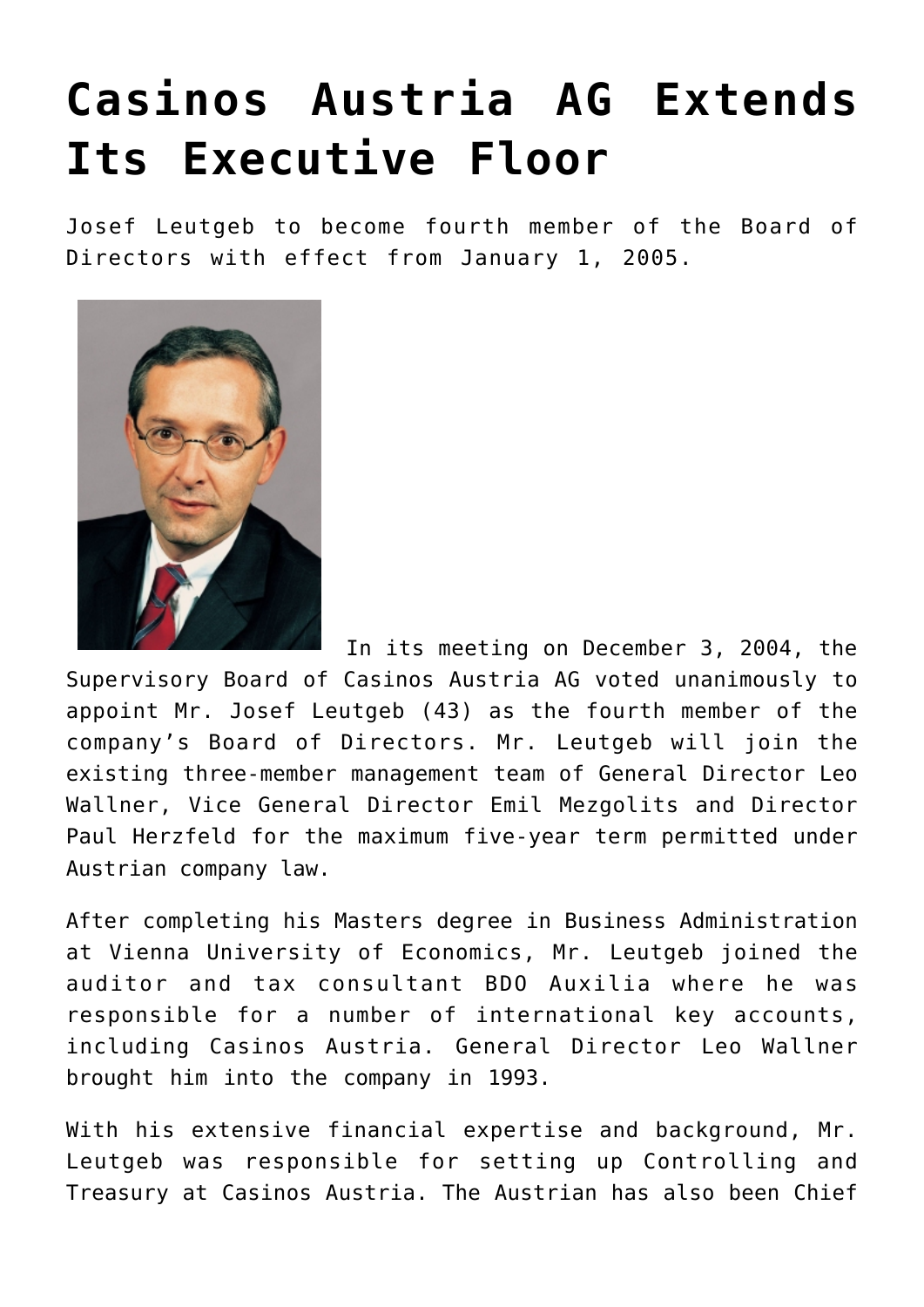# Casinos Austria AG Extends Its Executive Floor

Josef Leutgeb to become fourth member of the Board of Directors with effect from January 1, 2005.

In its meeting on December 3, 2004, the Supervisory Board of Casinos Austria AG voted unanimously to appoint Mr. Josef Leutgeb (43) as the fourth member of the company's Board of Directors. Mr. Leutgeb will join the existing three-member management team of General Director Leo Wallner, Vice General Director Emil Mezgolits and Director Paul Herzfeld for the maximum five-year term permitted under Austrian company law.

After completing his Masters degree in Business Administration at Vienna University of Economics, Mr. Leutgeb joined the auditor and tax consultant BDO Auxilia where he was responsible for a number of international key accounts, including Casinos Austria. General Director Leo Wallner brought him into the company in 1993.

With his extensive financial expertise and background, Mr. Leutgeb was responsible for setting up Controlling and Treasury at Casinos Austria. The Austrian has also been Chief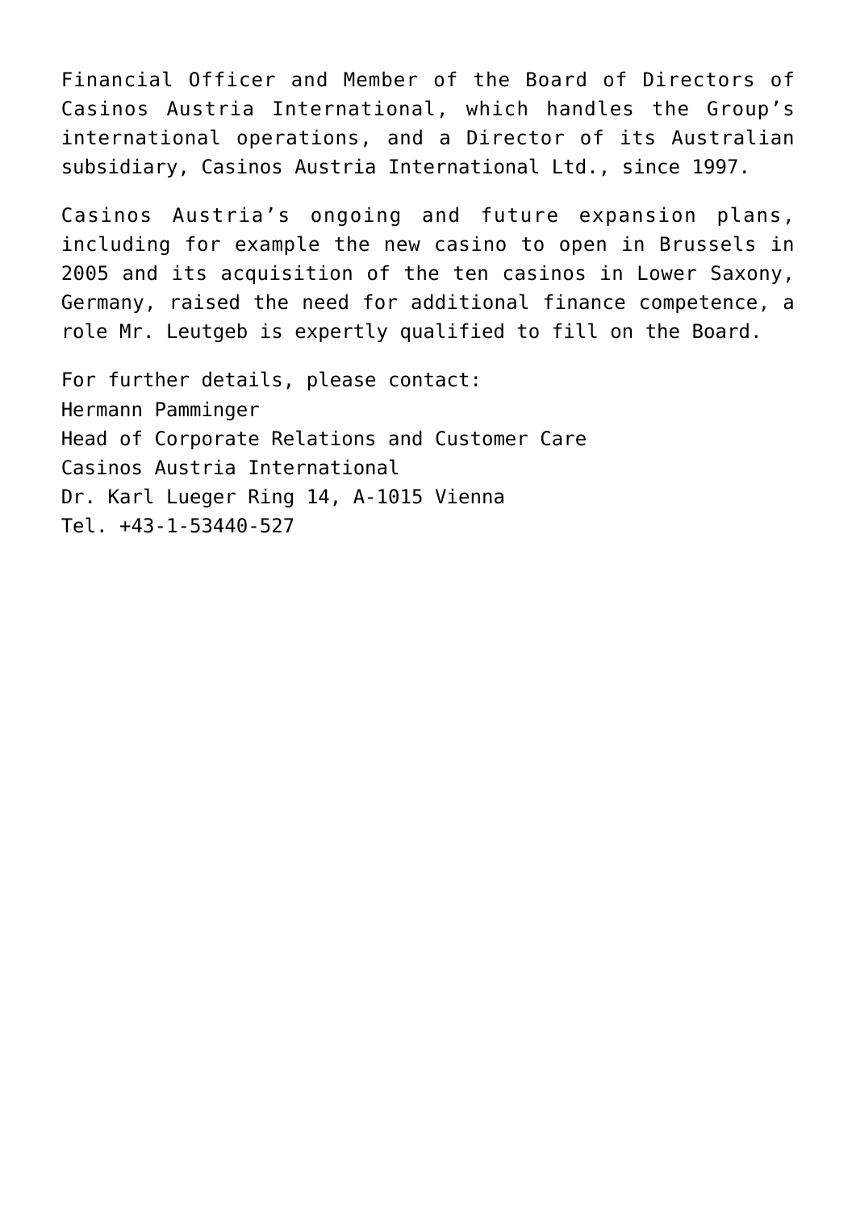Financial Officer and Member of the Board of Directors of Casinos Austria International, which handles the Group's international operations, and a Director of its Australian subsidiary, Casinos Austria International Ltd., since 1997.

Casinos Austria's ongoing and future expansion plans, including for example the new casino to open in Brussels in 2005 and its acquisition of the ten casinos in Lower Saxony, Germany, raised the need for additional finance competence, a role Mr. Leutgeb is expertly qualified to fill on the Board.

For further details, please contact:
Hermann Pamminger
Head of Corporate Relations and Customer Care
Casinos Austria International
Dr. Karl Lueger Ring 14, A-1015 Vienna
Tel. +43-1-53440-527